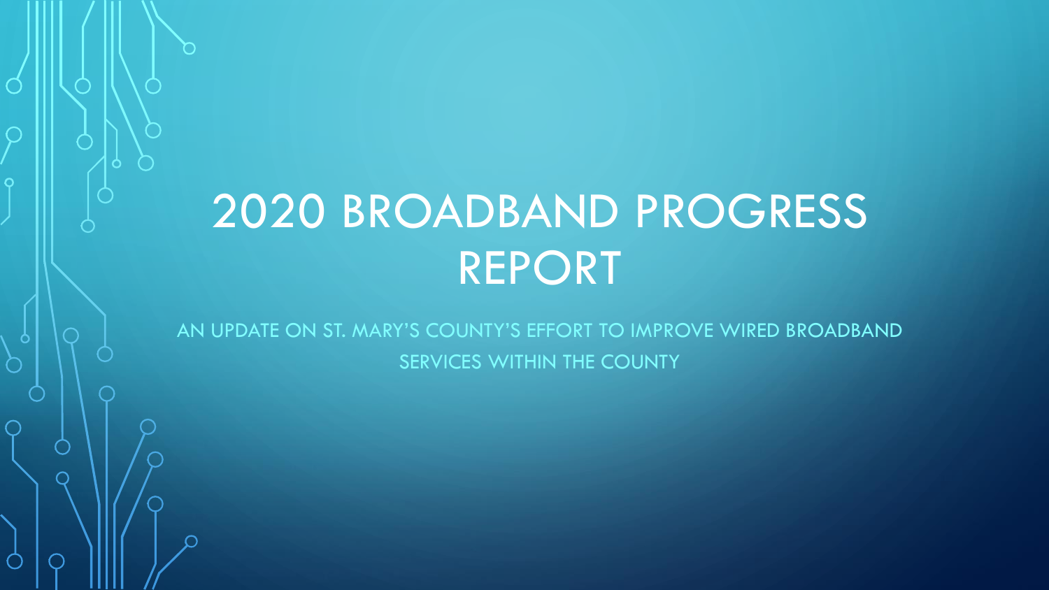# 2020 BROADBAND PROGRESS REPORT

AN UPDATE ON ST. MARY'S COUNTY'S EFFORT TO IMPROVE WIRED BROADBAND SERVICES WITHIN THE COUNTY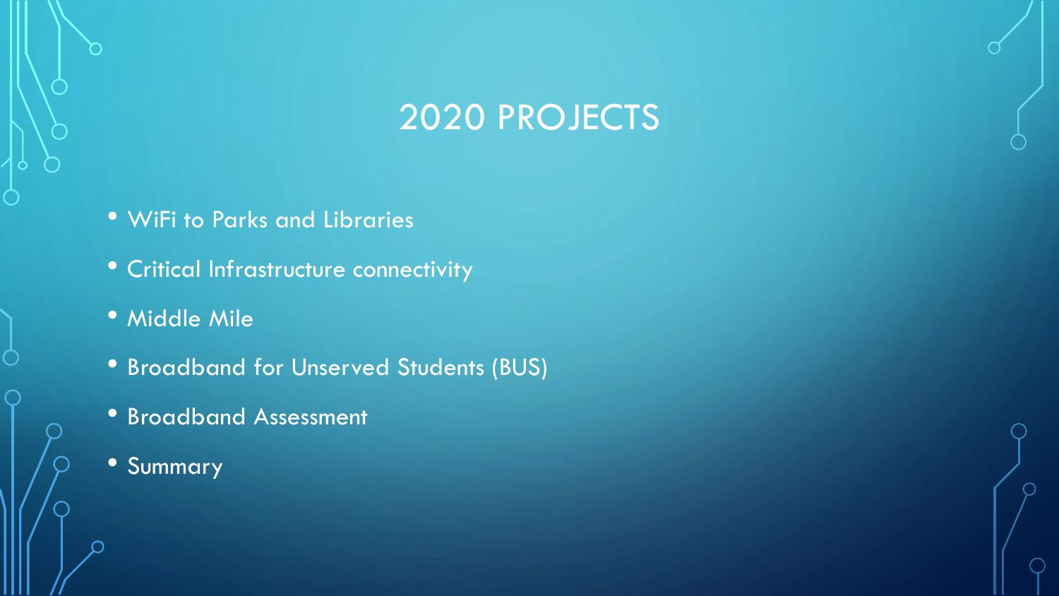# 2020 PROJECTS

- WiFi to Parks and Libraries
- Critical Infrastructure connectivity
- Middle Mile
- Broadband for Unserved Students (BUS)
- Broadband Assessment
- Summary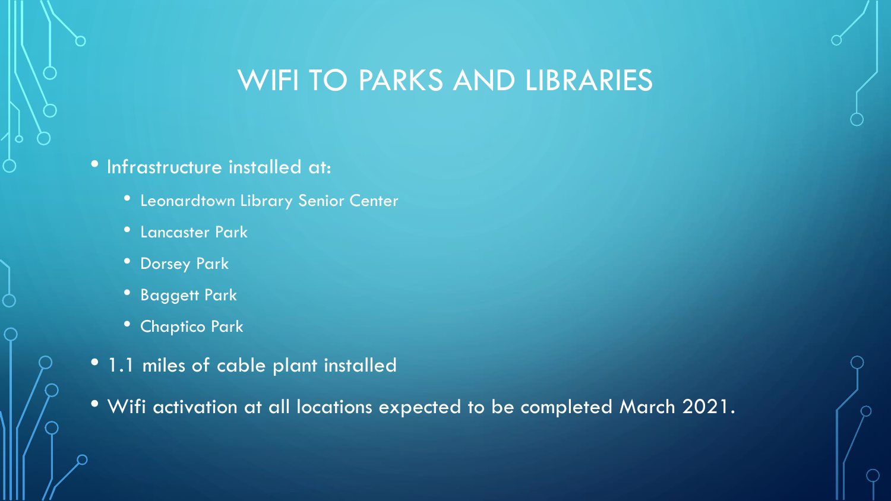# WIFI TO PARKS AND LIBRARIES

- Infrastructure installed at:
  - Leonardtown Library Senior Center
  - Lancaster Park
  - Dorsey Park
  - Baggett Park
  - Chaptico Park
- 1.1 miles of cable plant installed
- Wifi activation at all locations expected to be completed March 2021.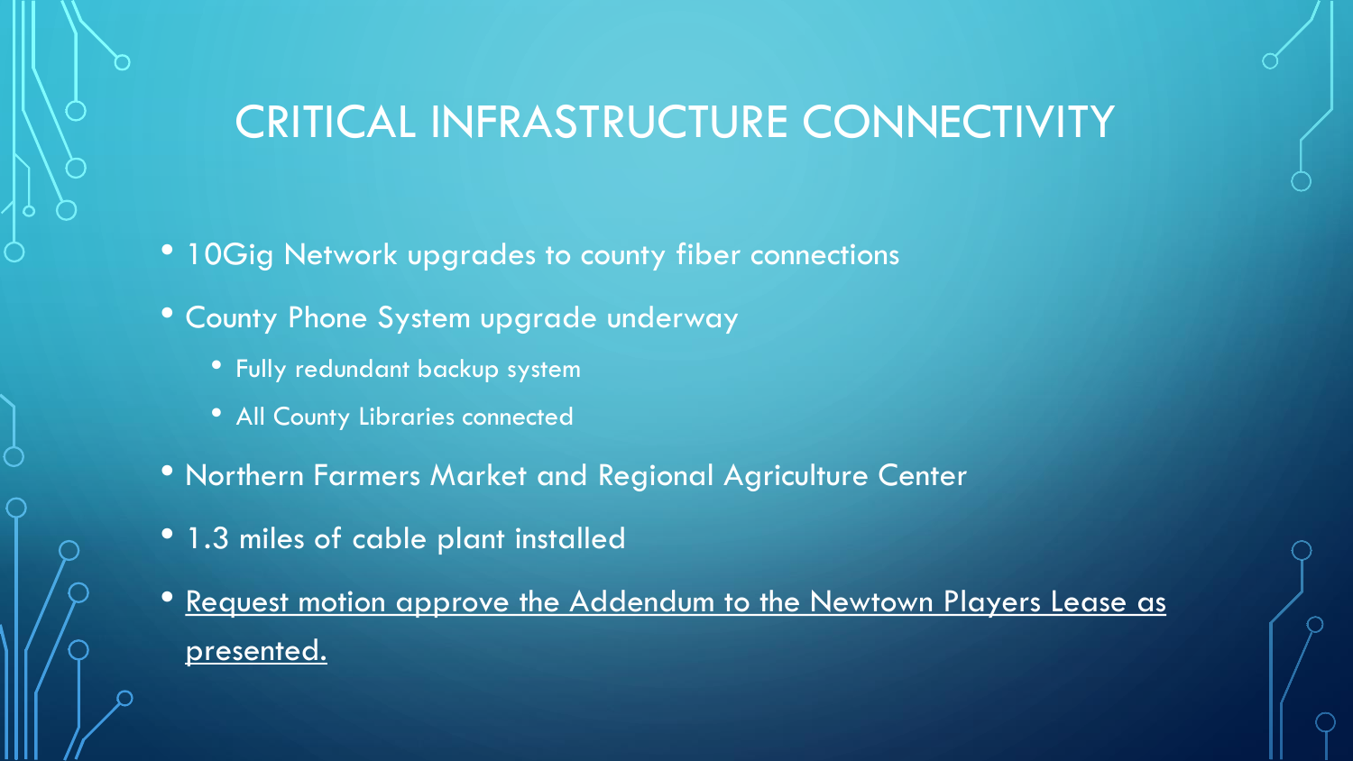# CRITICAL INFRASTRUCTURE CONNECTIVITY

- 10Gig Network upgrades to county fiber connections
- County Phone System upgrade underway
  - Fully redundant backup system
  - All County Libraries connected
- Northern Farmers Market and Regional Agriculture Center
- 1.3 miles of cable plant installed
- <u>Request motion approve the Addendum to the Newtown Players Lease as presented.</u>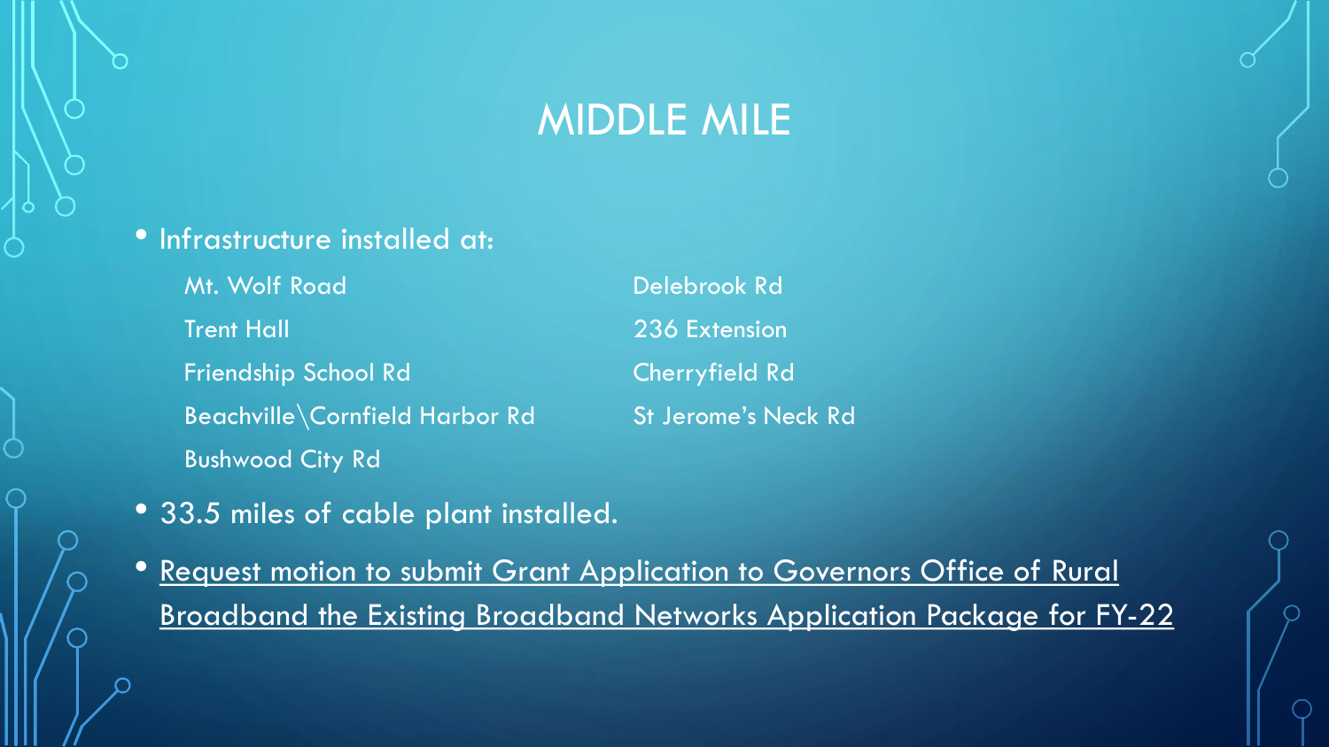# MIDDLE MILE

- Infrastructure installed at:
  - Mt. Wolf Road
  - Trent Hall
  - Friendship School Rd
  - Beachville\Cornfield Harbor Rd
  - Bushwood City Rd
  - Delebrook Rd
  - 236 Extension
  - Cherryfield Rd
  - St Jerome's Neck Rd
- 33.5 miles of cable plant installed.
- Request motion to submit Grant Application to Governors Office of Rural Broadband the Existing Broadband Networks Application Package for FY-22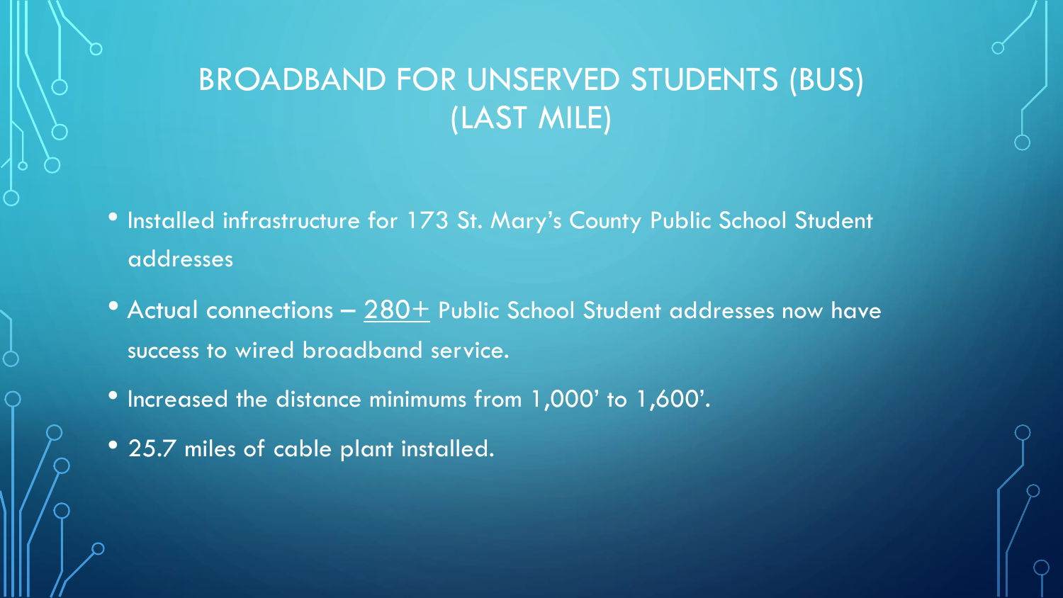# BROADBAND FOR UNSERVED STUDENTS (BUS) (LAST MILE)

- Installed infrastructure for 173 St. Mary's County Public School Student addresses
- Actual connections – 280+ Public School Student addresses now have success to wired broadband service.
- Increased the distance minimums from 1,000' to 1,600'.
- 25.7 miles of cable plant installed.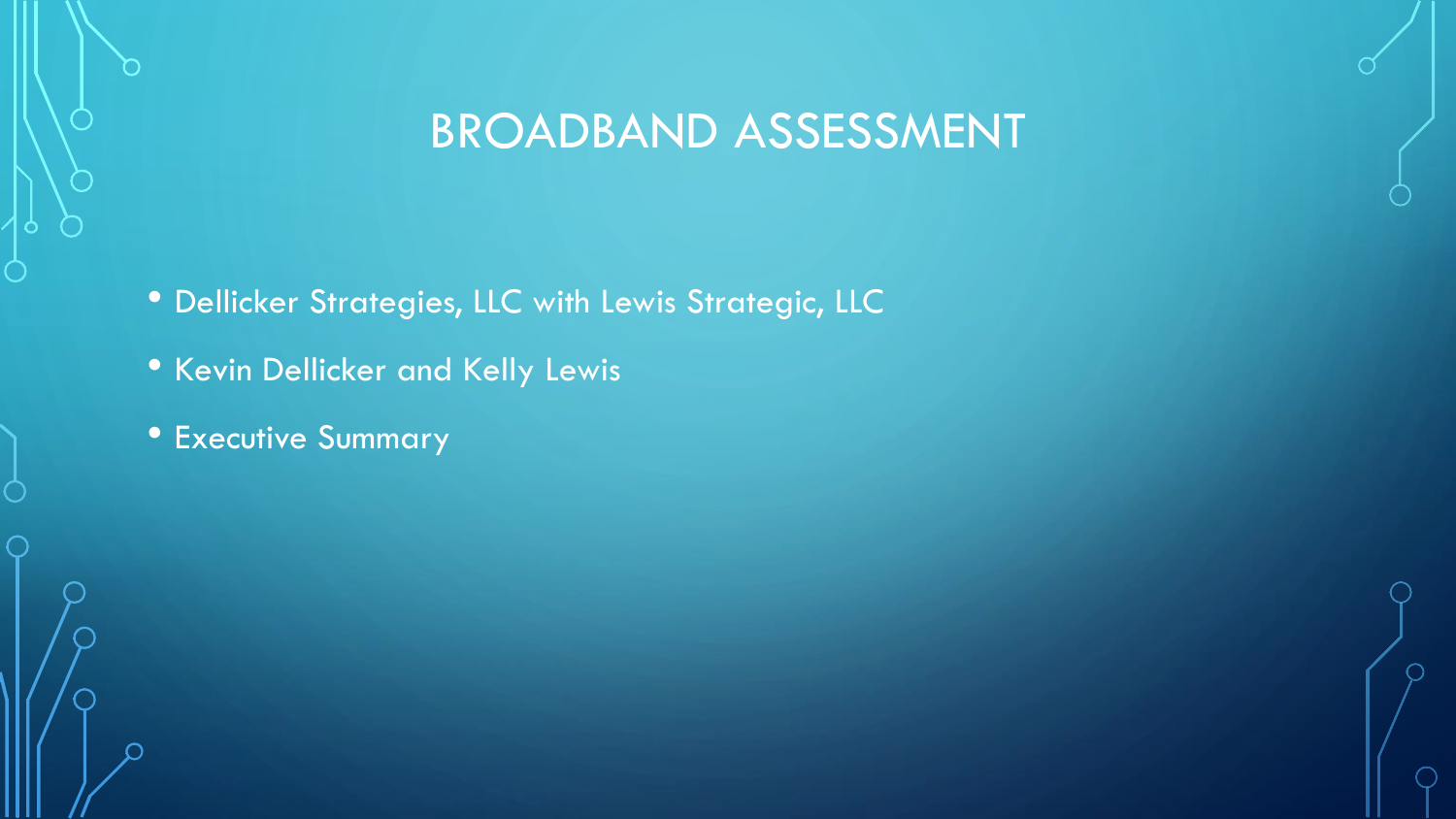# BROADBAND ASSESSMENT

- Dellicker Strategies, LLC with Lewis Strategic, LLC
- Kevin Dellicker and Kelly Lewis
- Executive Summary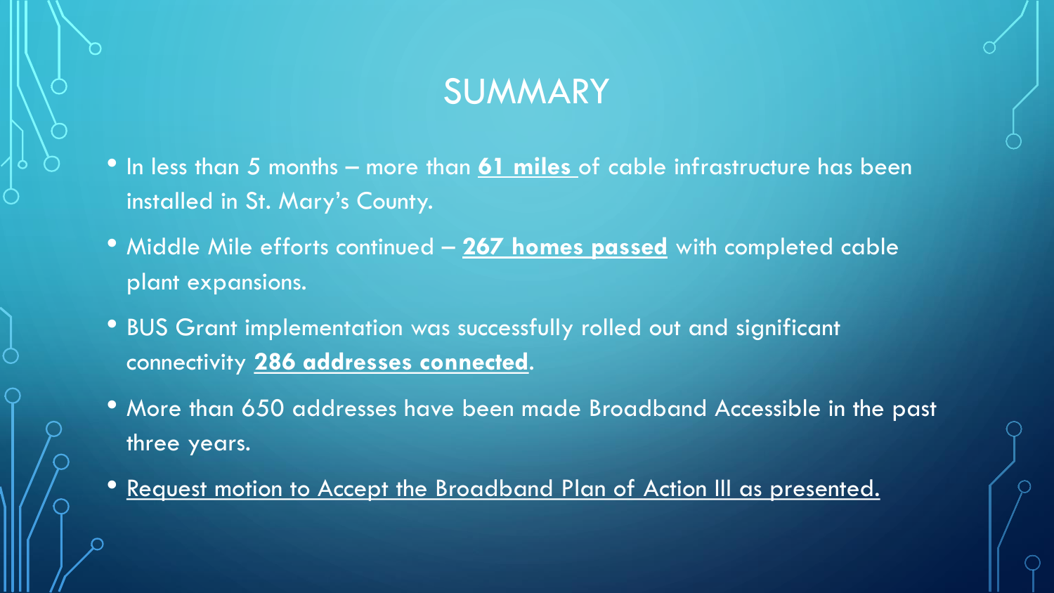# SUMMARY

- In less than 5 months – more than **61 miles** of cable infrastructure has been installed in St. Mary's County.
- Middle Mile efforts continued – **267 homes passed** with completed cable plant expansions.
- BUS Grant implementation was successfully rolled out and significant connectivity **286 addresses connected**.
- More than 650 addresses have been made Broadband Accessible in the past three years.
- Request motion to Accept the Broadband Plan of Action III as presented.